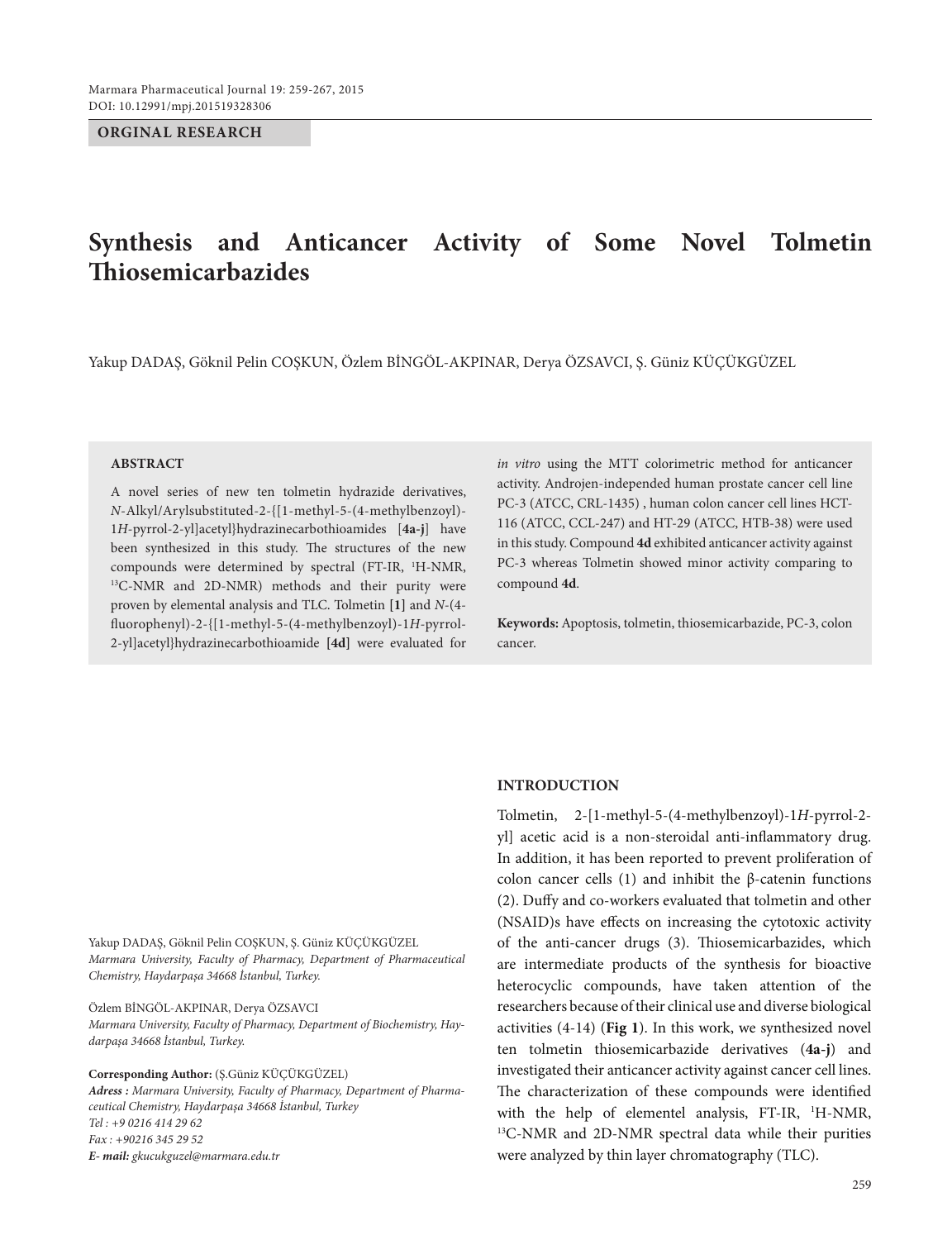Marmara Pharmaceutical Journal 19: 259-267, 2015
DOI: 10.12991/mpj.201519328306

**ORGINAL RESEARCH**

# Synthesis and Anticancer Activity of Some Novel Tolmetin Thiosemicarbazides

Yakup DADAŞ, Göknil Pelin COŞKUN, Özlem BİNGÖL-AKPINAR, Derya ÖZSAVCI, Ş. Güniz KÜÇÜKGÜZEL

## ABSTRACT

A novel series of new ten tolmetin hydrazide derivatives, *N*-Alkyl/Arylsubstituted-2-{[1-methyl-5-(4-methylbenzoyl)-1*H*-pyrrol-2-yl]acetyl}hydrazinecarbothioamides [**4a-j**] have been synthesized in this study. The structures of the new compounds were determined by spectral (FT-IR, $^1$H-NMR, $^{13}$C-NMR and 2D-NMR) methods and their purity were proven by elemental analysis and TLC. Tolmetin **[1]** and *N*-(4-fluorophenyl)-2-{[1-methyl-5-(4-methylbenzoyl)-1*H*-pyrrol-2-yl]acetyl}hydrazinecarbothioamide **[4d]** were evaluated for *in vitro* using the MTT colorimetric method for anticancer activity. Androjen-independed human prostate cancer cell line PC-3 (ATCC, CRL-1435) , human colon cancer cell lines HCT-116 (ATCC, CCL-247) and HT-29 (ATCC, HTB-38) were used in this study. Compound **4d** exhibited anticancer activity against PC-3 whereas Tolmetin showed minor activity comparing to compound **4d**.

**Keywords:** Apoptosis, tolmetin, thiosemicarbazide, PC-3, colon cancer.

Yakup DADAŞ, Göknil Pelin COŞKUN, Ş. Güniz KÜÇÜKGÜZEL
*Marmara University, Faculty of Pharmacy, Department of Pharmaceutical Chemistry, Haydarpaşa 34668 İstanbul, Turkey.*

Özlem BİNGÖL-AKPINAR, Derya ÖZSAVCI
*Marmara University, Faculty of Pharmacy, Department of Biochemistry, Haydarpaşa 34668 İstanbul, Turkey.*

**Corresponding Author:** (Ş.Güniz KÜÇÜKGÜZEL)
***Adress :*** *Marmara University, Faculty of Pharmacy, Department of Pharmaceutical Chemistry, Haydarpaşa 34668 İstanbul, Turkey*
*Tel : +9 0216 414 29 62*
*Fax : +90216 345 29 52*
***E- mail:*** *gkucukguzel@marmara.edu.tr*

## INTRODUCTION

Tolmetin, 2-[1-methyl-5-(4-methylbenzoyl)-1*H*-pyrrol-2-yl] acetic acid is a non-steroidal anti-inflammatory drug. In addition, it has been reported to prevent proliferation of colon cancer cells (1) and inhibit the β-catenin functions (2). Duffy and co-workers evaluated that tolmetin and other (NSAID)s have effects on increasing the cytotoxic activity of the anti-cancer drugs (3). Thiosemicarbazides, which are intermediate products of the synthesis for bioactive heterocyclic compounds, have taken attention of the researchers because of their clinical use and diverse biological activities (4-14) (**Fig 1**). In this work, we synthesized novel ten tolmetin thiosemicarbazide derivatives (**4a-j**) and investigated their anticancer activity against cancer cell lines. The characterization of these compounds were identified with the help of elementel analysis, FT-IR, $^1$H-NMR, $^{13}$C-NMR and 2D-NMR spectral data while their purities were analyzed by thin layer chromatography (TLC).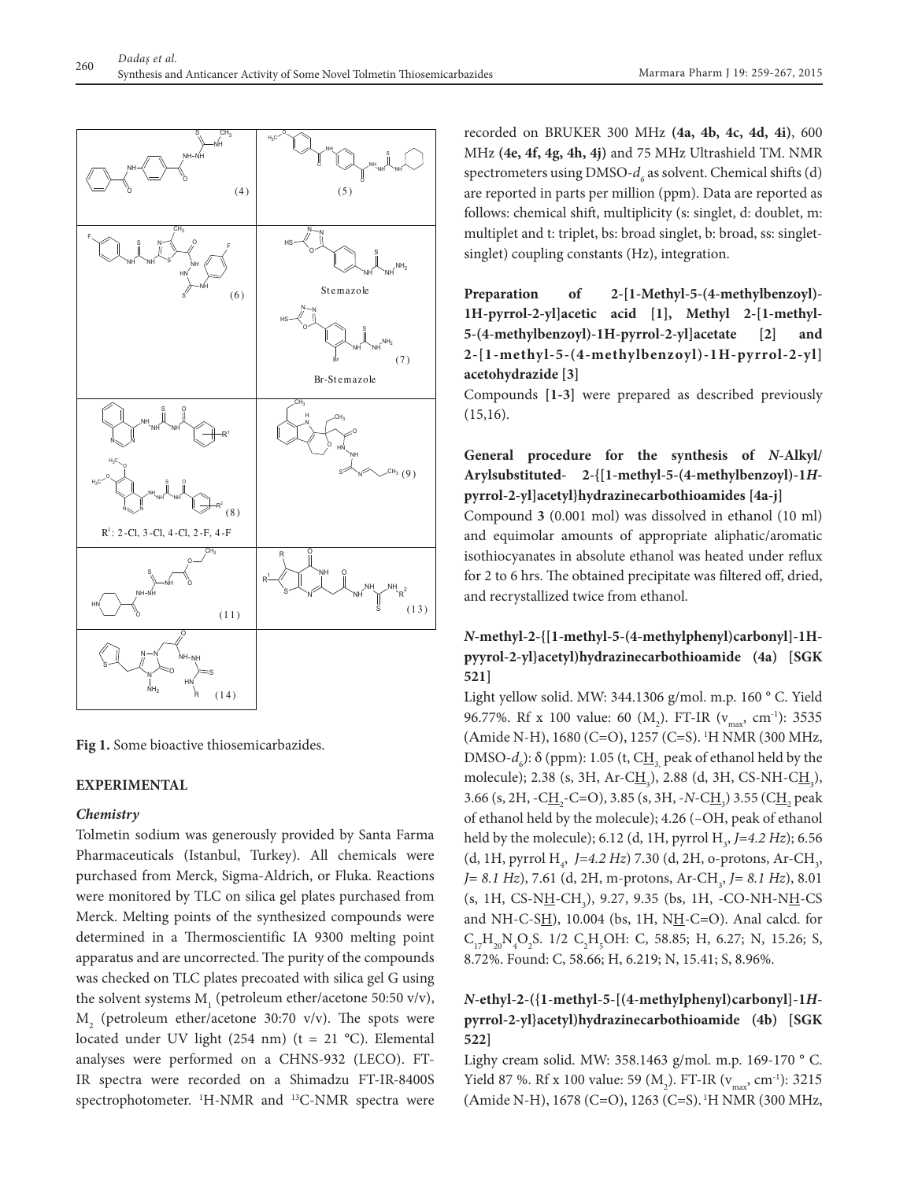Fig 1. Some bioactive thiosemicarbazides.

## EXPERIMENTAL

### *Chemistry*

Tolmetin sodium was generously provided by Santa Farma Pharmaceuticals (Istanbul, Turkey). All chemicals were purchased from Merck, Sigma-Aldrich, or Fluka. Reactions were monitored by TLC on silica gel plates purchased from Merck. Melting points of the synthesized compounds were determined in a Thermoscientific IA 9300 melting point apparatus and are uncorrected. The purity of the compounds was checked on TLC plates precoated with silica gel G using the solvent systems $M_1$ (petroleum ether/acetone 50:50 v/v), $M_2$ (petroleum ether/acetone 30:70 v/v). The spots were located under UV light (254 nm) (t = 21 °C). Elemental analyses were performed on a CHNS-932 (LECO). FT-IR spectra were recorded on a Shimadzu FT-IR-8400S spectrophotometer. $^1$H-NMR and $^{13}$C-NMR spectra were recorded on BRUKER 300 MHz **(4a, 4b, 4c, 4d, 4i)**, 600 MHz **(4e, 4f, 4g, 4h, 4j)** and 75 MHz Ultrashield TM. NMR spectrometers using DMSO-$d_6$ as solvent. Chemical shifts (d) are reported in parts per million (ppm). Data are reported as follows: chemical shift, multiplicity (s: singlet, d: doublet, m: multiplet and t: triplet, bs: broad singlet, b: broad, ss: singlet-singlet) coupling constants (Hz), integration.

**Preparation of 2-[1-Methyl-5-(4-methylbenzoyl)-1H-pyrrol-2-yl]acetic acid [1], Methyl 2-[1-methyl-5-(4-methylbenzoyl)-1H-pyrrol-2-yl]acetate [2] and 2-[1-methyl-5-(4-methylbenzoyl)-1H-pyrrol-2-yl] acetohydrazide [3]**

Compounds **[1-3]** were prepared as described previously (15,16).

**General procedure for the synthesis of *N*-Alkyl/ Arylsubstituted- 2-{[1-methyl-5-(4-methylbenzoyl)-1*H*-pyrrol-2-yl]acetyl}hydrazinecarbothioamides [4a-j]**

Compound **3** (0.001 mol) was dissolved in ethanol (10 ml) and equimolar amounts of appropriate aliphatic/aromatic isothiocyanates in absolute ethanol was heated under reflux for 2 to 6 hrs. The obtained precipitate was filtered off, dried, and recrystallized twice from ethanol.

**_N_-methyl-2-{[1-methyl-5-(4-methylphenyl)carbonyl]-1H-pyyrol-2-yl}acetyl)hydrazinecarbothioamide (4a) [SGK 521]**

Light yellow solid. MW: 344.1306 g/mol. m.p. 160 ° C. Yield 96.77%. Rf x 100 value: 60 ($M_2$). FT-IR ($v_{max}$, cm$^{-1}$): 3535 (Amide N-H), 1680 (C=O), 1257 (C=S). $^1$H NMR (300 MHz, DMSO-$d_6$): δ (ppm): 1.05 (t, C<u>H</u>$_3$, peak of ethanol held by the molecule); 2.38 (s, 3H, Ar-C<u>H</u>$_3$), 2.88 (d, 3H, CS-NH-C<u>H</u>$_3$), 3.66 (s, 2H, -C<u>H</u>$_2$-C=O), 3.85 (s, 3H, -*N*-C<u>H</u>$_3$) 3.55 (C<u>H</u>$_2$ peak of ethanol held by the molecule); 4.26 (–OH, peak of ethanol held by the molecule); 6.12 (d, 1H, pyrrol H$_3$, *J=4.2 Hz*); 6.56 (d, 1H, pyrrol H$_4$, *J=4.2 Hz*) 7.30 (d, 2H, o-protons, Ar-CH$_3$, *J= 8.1 Hz*), 7.61 (d, 2H, m-protons, Ar-CH$_3$, *J= 8.1 Hz*), 8.01 (s, 1H, CS-N<u>H</u>-CH$_3$), 9.27, 9.35 (bs, 1H, -CO-NH-N<u>H</u>-CS and NH-C-S<u>H</u>), 10.004 (bs, 1H, N<u>H</u>-C=O). Anal calcd. for $C_{17}H_{20}N_4O_2S$. 1/2 $C_2H_5OH$: C, 58.85; H, 6.27; N, 15.26; S, 8.72%. Found: C, 58.66; H, 6.219; N, 15.41; S, 8.96%.

**_N_-ethyl-2-({1-methyl-5-[(4-methylphenyl)carbonyl]-1_H_-pyrrol-2-yl}acetyl)hydrazinecarbothioamide (4b) [SGK 522]**

Lighy cream solid. MW: 358.1463 g/mol. m.p. 169-170 ° C. Yield 87 %. Rf x 100 value: 59 ($M_2$). FT-IR ($v_{max}$, cm$^{-1}$): 3215 (Amide N-H), 1678 (C=O), 1263 (C=S). $^1$H NMR (300 MHz,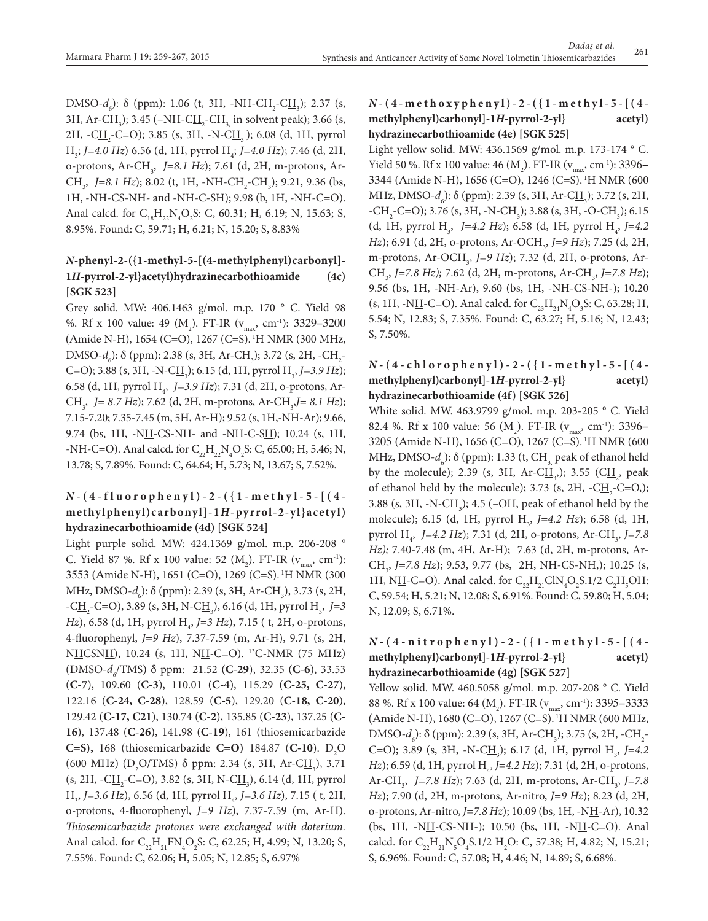DMSO-$d_6$): δ (ppm): 1.06 (t, 3H, -NH-CH$_2$-C$\underline{H}_3$); 2.37 (s, 3H, Ar-CH$_3$); 3.45 (–NH-C$\underline{H}_2$-CH$_3$ in solvent peak); 3.66 (s, 2H, -C$\underline{H}_2$-C=O); 3.85 (s, 3H, -N-C$\underline{H}_3$); 6.08 (d, 1H, pyrrol H$_3$; *J=4.0 Hz*) 6.56 (d, 1H, pyrrol H$_4$; *J=4.0 Hz*); 7.46 (d, 2H, o-protons, Ar-CH$_3$, *J=8.1 Hz*); 7.61 (d, 2H, m-protons, Ar-CH$_3$, *J=8.1 Hz*); 8.02 (t, 1H, -N$\underline{H}$-CH$_2$-CH$_3$); 9.21, 9.36 (bs, 1H, -NH-CS-N$\underline{H}$- and -NH-C-S$\underline{H}$); 9.98 (b, 1H, -N$\underline{H}$-C=O). Anal calcd. for $C_{18}H_{22}N_4O_2S$: C, 60.31; H, 6.19; N, 15.63; S, 8.95%. Found: C, 59.71; H, 6.21; N, 15.20; S, 8.83%

### *N*-phenyl-2-({1-methyl-5-[(4-methylphenyl)carbonyl]-1*H*-pyrrol-2-yl}acetyl)hydrazinecarbothioamide (4c) [SGK 523]

Grey solid. MW: 406.1463 g/mol. m.p. 170 ° C. Yield 98 %. Rf x 100 value: 49 (M$_2$). FT-IR ($\nu_{max}$, cm$^{-1}$): 3329–3200 (Amide N-H), 1654 (C=O), 1267 (C=S). $^1$H NMR (300 MHz, DMSO-$d_6$): δ (ppm): 2.38 (s, 3H, Ar-C$\underline{H}_3$); 3.72 (s, 2H, -C$\underline{H}_2$-C=O); 3.88 (s, 3H, -N-C$\underline{H}_3$); 6.15 (d, 1H, pyrrol H$_3$, *J=3.9 Hz*); 6.58 (d, 1H, pyrrol H$_4$, *J=3.9 Hz*); 7.31 (d, 2H, o-protons, Ar-CH$_3$, *J= 8.7 Hz*); 7.62 (d, 2H, m-protons, Ar-CH$_3$,*J= 8.1 Hz*); 7.15-7.20; 7.35-7.45 (m, 5H, Ar-H); 9.52 (s, 1H,-NH-Ar); 9.66, 9.74 (bs, 1H, -N$\underline{H}$-CS-NH- and -NH-C-S$\underline{H}$); 10.24 (s, 1H, -N$\underline{H}$-C=O). Anal calcd. for $C_{22}H_{22}N_4O_2S$: C, 65.00; H, 5.46; N, 13.78; S, 7.89%. Found: C, 64.64; H, 5.73; N, 13.67; S, 7.52%.

### *N*-(4-fluorophenyl)-2-({1-methyl-5-[(4-methylphenyl)carbonyl]-1*H*-pyrrol-2-yl}acetyl)hydrazinecarbothioamide (4d) [SGK 524]

Light purple solid. MW: 424.1369 g/mol. m.p. 206-208 ° C. Yield 87 %. Rf x 100 value: 52 (M$_2$). FT-IR ($\nu_{max}$, cm$^{-1}$): 3553 (Amide N-H), 1651 (C=O), 1269 (C=S). $^1$H NMR (300 MHz, DMSO-$d_6$): δ (ppm): 2.39 (s, 3H, Ar-C$\underline{H}_3$), 3.73 (s, 2H, -C$\underline{H}_2$-C=O), 3.89 (s, 3H, N-C$\underline{H}_3$), 6.16 (d, 1H, pyrrol H$_3$, *J=3 Hz*), 6.58 (d, 1H, pyrrol H$_4$, *J=3 Hz*), 7.15 ( t, 2H, o-protons, 4-fluorophenyl, *J=9 Hz*), 7.37-7.59 (m, Ar-H), 9.71 (s, 2H, N$\underline{H}$CSN$\underline{H}$), 10.24 (s, 1H, N$\underline{H}$-C=O). $^{13}$C-NMR (75 MHz) (DMSO-$d_6$/TMS) δ ppm: 21.52 (**C-29**), 32.35 (**C-6**), 33.53 (**C-7**), 109.60 (**C-3**), 110.01 (**C-4**), 115.29 (**C-25, C-27**), 122.16 (**C-24, C-28**), 128.59 (**C-5**), 129.20 (**C-18, C-20**), 129.42 (**C-17, C21**), 130.74 (**C-2**), 135.85 (**C-23**), 137.25 (**C-16**), 137.48 (**C-26**), 141.98 (**C-19**), 161 (thiosemicarbazide **C=S**), 168 (thiosemicarbazide **C=O**) 184.87 (**C-10**). D$_2$O (600 MHz) (D$_2$O/TMS) δ ppm: 2.34 (s, 3H, Ar-C$\underline{H}_3$), 3.71 (s, 2H, -C$\underline{H}_2$-C=O), 3.82 (s, 3H, N-C$\underline{H}_3$), 6.14 (d, 1H, pyrrol H$_3$, *J=3.6 Hz*), 6.56 (d, 1H, pyrrol H$_4$, *J=3.6 Hz*), 7.15 ( t, 2H, o-protons, 4-fluorophenyl, *J=9 Hz*), 7.37-7.59 (m, Ar-H). *Thiosemicarbazide protones were exchanged with doterium.* Anal calcd. for $C_{22}H_{21}FN_4O_2S$: C, 62.25; H, 4.99; N, 13.20; S, 7.55%. Found: C, 62.06; H, 5.05; N, 12.85; S, 6.97%

### *N*-(4-methoxyphenyl)-2-({1-methyl-5-[(4-methylphenyl)carbonyl]-1*H*-pyrrol-2-yl} acetyl) hydrazinecarbothioamide (4e) [SGK 525]

Light yellow solid. MW: 436.1569 g/mol. m.p. 173-174 ° C. Yield 50 %. Rf x 100 value: 46 (M$_2$). FT-IR ($\nu_{max}$, cm$^{-1}$): 3396–3344 (Amide N-H), 1656 (C=O), 1246 (C=S). $^1$H NMR (600 MHz, DMSO-$d_6$): δ (ppm): 2.39 (s, 3H, Ar-C$\underline{H}_3$); 3.72 (s, 2H, -C$\underline{H}_2$-C=O); 3.76 (s, 3H, -N-C$\underline{H}_3$); 3.88 (s, 3H, -O-C$\underline{H}_3$); 6.15 (d, 1H, pyrrol H$_3$, *J=4.2 Hz*); 6.58 (d, 1H, pyrrol H$_4$, *J=4.2 Hz*); 6.91 (d, 2H, o-protons, Ar-OCH$_3$, *J=9 Hz*); 7.25 (d, 2H, m-protons, Ar-OCH$_3$, *J=9 Hz*); 7.32 (d, 2H, o-protons, Ar-CH$_3$, *J=7.8 Hz);* 7.62 (d, 2H, m-protons, Ar-CH$_3$, *J=7.8 Hz*); 9.56 (bs, 1H, -N$\underline{H}$-Ar), 9.60 (bs, 1H, -N$\underline{H}$-CS-NH-); 10.20 (s, 1H, -N$\underline{H}$-C=O). Anal calcd. for $C_{23}H_{24}N_4O_3S$: C, 63.28; H, 5.54; N, 12.83; S, 7.35%. Found: C, 63.27; H, 5.16; N, 12.43; S, 7.50%.

### *N*-(4-chlorophenyl)-2-({1-methyl-5-[(4-methylphenyl)carbonyl]-1*H*-pyrrol-2-yl} acetyl) hydrazinecarbothioamide (4f) [SGK 526]

White solid. MW. 463.9799 g/mol. m.p. 203-205 ° C. Yield 82.4 %. Rf x 100 value: 56 (M$_2$). FT-IR ($\nu_{max}$, cm$^{-1}$): 3396–3205 (Amide N-H), 1656 (C=O), 1267 (C=S). $^1$H NMR (600 MHz, DMSO-$d_6$): δ (ppm): 1.33 (t, C$\underline{H}_3$ peak of ethanol held by the molecule); 2.39 (s, 3H, Ar-C$\underline{H}_3$,); 3.55 (C$\underline{H}_2$, peak of ethanol held by the molecule); 3.73 (s, 2H, -C$\underline{H}_2$-C=O,); 3.88 (s, 3H, -N-C$\underline{H}_3$); 4.5 (–OH, peak of ethanol held by the molecule); 6.15 (d, 1H, pyrrol H$_3$, *J=4.2 Hz*); 6.58 (d, 1H, pyrrol H$_4$, *J=4.2 Hz*); 7.31 (d, 2H, o-protons, Ar-CH$_3$, *J=7.8 Hz);* 7.40-7.48 (m, 4H, Ar-H); 7.63 (d, 2H, m-protons, Ar-CH$_3$, *J=7.8 Hz*); 9.53, 9.77 (bs, 2H, N$\underline{H}$-CS-N$\underline{H}$,); 10.25 (s, 1H, N$\underline{H}$-C=O). Anal calcd. for $C_{22}H_{21}ClN_4O_2S.1/2\ C_2H_5OH$: C, 59.54; H, 5.21; N, 12.08; S, 6.91%. Found: C, 59.80; H, 5.04; N, 12.09; S, 6.71%.

### *N*-(4-nitrophenyl)-2-({1-methyl-5-[(4-methylphenyl)carbonyl]-1*H*-pyrrol-2-yl} acetyl) hydrazinecarbothioamide (4g) [SGK 527]

Yellow solid. MW. 460.5058 g/mol. m.p. 207-208 ° C. Yield 88 %. Rf x 100 value: 64 (M$_2$). FT-IR ($\nu_{max}$, cm$^{-1}$): 3395–3333 (Amide N-H), 1680 (C=O), 1267 (C=S). $^1$H NMR (600 MHz, DMSO-$d_6$): δ (ppm): 2.39 (s, 3H, Ar-C$\underline{H}_3$); 3.75 (s, 2H, -C$\underline{H}_2$-C=O); 3.89 (s, 3H, -N-C$\underline{H}_3$); 6.17 (d, 1H, pyrrol H$_3$, *J=4.2 Hz*); 6.59 (d, 1H, pyrrol H$_4$, *J=4.2 Hz*); 7.31 (d, 2H, o-protons, Ar-CH$_3$, *J=7.8 Hz*); 7.63 (d, 2H, m-protons, Ar-CH$_3$, *J=7.8 Hz*); 7.90 (d, 2H, m-protons, Ar-nitro, *J=9 Hz*); 8.23 (d, 2H, o-protons, Ar-nitro, *J=7.8 Hz*); 10.09 (bs, 1H, -N$\underline{H}$-Ar), 10.32 (bs, 1H, -N$\underline{H}$-CS-NH-); 10.50 (bs, 1H, -N$\underline{H}$-C=O). Anal calcd. for $C_{22}H_{21}N_5O_4S.1/2\ H_2O$: C, 57.38; H, 4.82; N, 15.21; S, 6.96%. Found: C, 57.08; H, 4.46; N, 14.89; S, 6.68%.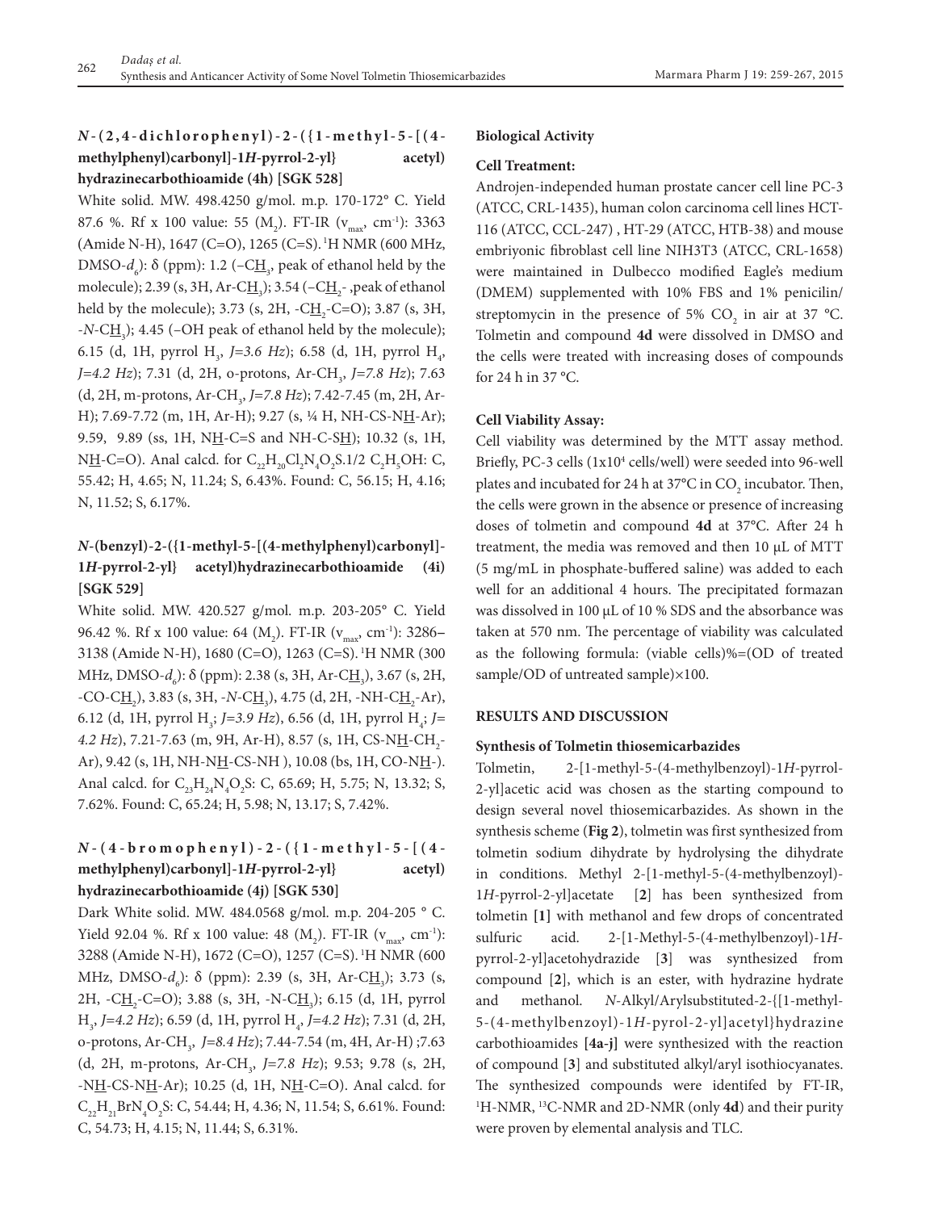### *N*-(2,4-dichlorophenyl)-2-({1-methyl-5-[(4-methylphenyl)carbonyl]-1*H*-pyrrol-2-yl} acetyl) hydrazinecarbothioamide (4h) [SGK 528]

White solid. MW. 498.4250 g/mol. m.p. 170-172° C. Yield 87.6 %. Rf x 100 value: 55 ($M_2$). FT-IR ($v_{max}$, cm$^{-1}$): 3363 (Amide N-H), 1647 (C=O), 1265 (C=S). $^1$H NMR (600 MHz, DMSO-$d_6$): δ (ppm): 1.2 (–C$\underline{H}_3$, peak of ethanol held by the molecule); 2.39 (s, 3H, Ar-C$\underline{H}_3$); 3.54 (–C$\underline{H}_2$- ,peak of ethanol held by the molecule); 3.73 (s, 2H, -C$\underline{H}_2$-C=O); 3.87 (s, 3H, -*N*-C$\underline{H}_3$); 4.45 (–OH peak of ethanol held by the molecule); 6.15 (d, 1H, pyrrol $H_3$, *J=3.6 Hz*); 6.58 (d, 1H, pyrrol $H_4$, *J=4.2 Hz*); 7.31 (d, 2H, o-protons, Ar-$CH_3$, *J=7.8 Hz*); 7.63 (d, 2H, m-protons, Ar-$CH_3$, *J=7.8 Hz*); 7.42-7.45 (m, 2H, Ar-H); 7.69-7.72 (m, 1H, Ar-H); 9.27 (s, ¼ H, NH-CS-N$\underline{H}$-Ar); 9.59, 9.89 (ss, 1H, N$\underline{H}$-C=S and NH-C-S$\underline{H}$); 10.32 (s, 1H, N$\underline{H}$-C=O). Anal calcd. for $C_{22}H_{20}Cl_2N_4O_2S.1/2\ C_2H_5OH$: C, 55.42; H, 4.65; N, 11.24; S, 6.43%. Found: C, 56.15; H, 4.16; N, 11.52; S, 6.17%.

### *N*-(benzyl)-2-({1-methyl-5-[(4-methylphenyl)carbonyl]-1*H*-pyrrol-2-yl} acetyl)hydrazinecarbothioamide (4i) [SGK 529]

White solid. MW. 420.527 g/mol. m.p. 203-205° C. Yield 96.42 %. Rf x 100 value: 64 ($M_2$). FT-IR ($v_{max}$, cm$^{-1}$): 3286–3138 (Amide N-H), 1680 (C=O), 1263 (C=S). $^1$H NMR (300 MHz, DMSO-$d_6$): δ (ppm): 2.38 (s, 3H, Ar-C$\underline{H}_3$), 3.67 (s, 2H, -CO-C$\underline{H}_2$), 3.83 (s, 3H, -*N*-C$\underline{H}_3$), 4.75 (d, 2H, -NH-C$\underline{H}_2$-Ar), 6.12 (d, 1H, pyrrol $H_3$; *J=3.9 Hz*), 6.56 (d, 1H, pyrrol $H_4$; *J= 4.2 Hz*), 7.21-7.63 (m, 9H, Ar-H), 8.57 (s, 1H, CS-N$\underline{H}$-$CH_2$-Ar), 9.42 (s, 1H, NH-N$\underline{H}$-CS-NH ), 10.08 (bs, 1H, CO-N$\underline{H}$-). Anal calcd. for $C_{23}H_{24}N_4O_2S$: C, 65.69; H, 5.75; N, 13.32; S, 7.62%. Found: C, 65.24; H, 5.98; N, 13.17; S, 7.42%.

### *N*-(4-bromophenyl)-2-({1-methyl-5-[(4-methylphenyl)carbonyl]-1*H*-pyrrol-2-yl} acetyl) hydrazinecarbothioamide (4j) [SGK 530]

Dark White solid. MW. 484.0568 g/mol. m.p. 204-205 ° C. Yield 92.04 %. Rf x 100 value: 48 ($M_2$). FT-IR ($v_{max}$, cm$^{-1}$): 3288 (Amide N-H), 1672 (C=O), 1257 (C=S). $^1$H NMR (600 MHz, DMSO-$d_6$): δ (ppm): 2.39 (s, 3H, Ar-C$\underline{H}_3$); 3.73 (s, 2H, -C$\underline{H}_2$-C=O); 3.88 (s, 3H, -N-C$\underline{H}_3$); 6.15 (d, 1H, pyrrol $H_3$, *J=4.2 Hz*); 6.59 (d, 1H, pyrrol $H_4$, *J=4.2 Hz*); 7.31 (d, 2H, o-protons, Ar-$CH_3$, *J=8.4 Hz*); 7.44-7.54 (m, 4H, Ar-H) ;7.63 (d, 2H, m-protons, Ar-$CH_3$, *J=7.8 Hz*); 9.53; 9.78 (s, 2H, -N$\underline{H}$-CS-N$\underline{H}$-Ar); 10.25 (d, 1H, N$\underline{H}$-C=O). Anal calcd. for $C_{22}H_{21}BrN_4O_2S$: C, 54.44; H, 4.36; N, 11.54; S, 6.61%. Found: C, 54.73; H, 4.15; N, 11.44; S, 6.31%.

## Biological Activity

### Cell Treatment:

Androjen-independed human prostate cancer cell line PC-3 (ATCC, CRL-1435), human colon carcinoma cell lines HCT-116 (ATCC, CCL-247) , HT-29 (ATCC, HTB-38) and mouse embriyonic fibroblast cell line NIH3T3 (ATCC, CRL-1658) were maintained in Dulbecco modified Eagle's medium (DMEM) supplemented with 10% FBS and 1% penicilin/ streptomycin in the presence of 5% $CO_2$ in air at 37 °C. Tolmetin and compound **4d** were dissolved in DMSO and the cells were treated with increasing doses of compounds for 24 h in 37 °C.

### Cell Viability Assay:

Cell viability was determined by the MTT assay method. Briefly, PC-3 cells (1x10$^4$ cells/well) were seeded into 96-well plates and incubated for 24 h at 37°C in $CO_2$ incubator. Then, the cells were grown in the absence or presence of increasing doses of tolmetin and compound **4d** at 37°C. After 24 h treatment, the media was removed and then 10 µL of MTT (5 mg/mL in phosphate-buffered saline) was added to each well for an additional 4 hours. The precipitated formazan was dissolved in 100 µL of 10 % SDS and the absorbance was taken at 570 nm. The percentage of viability was calculated as the following formula: (viable cells)%=(OD of treated sample/OD of untreated sample)×100.

## RESULTS AND DISCUSSION

### Synthesis of Tolmetin thiosemicarbazides

Tolmetin, 2-[1-methyl-5-(4-methylbenzoyl)-1*H*-pyrrol-2-yl]acetic acid was chosen as the starting compound to design several novel thiosemicarbazides. As shown in the synthesis scheme (**Fig 2**), tolmetin was first synthesized from tolmetin sodium dihydrate by hydrolysing the dihydrate in conditions. Methyl 2-[1-methyl-5-(4-methylbenzoyl)-1*H*-pyrrol-2-yl]acetate [**2**] has been synthesized from tolmetin [**1**] with methanol and few drops of concentrated sulfuric acid. 2-[1-Methyl-5-(4-methylbenzoyl)-1*H*-pyrrol-2-yl]acetohydrazide [**3**] was synthesized from compound [**2**], which is an ester, with hydrazine hydrate and methanol. *N*-Alkyl/Arylsubstituted-2-{[1-methyl-5-(4-methylbenzoyl)-1*H*-pyrol-2-yl]acetyl}hydrazine carbothioamides [**4a-j**] were synthesized with the reaction of compound [**3**] and substituted alkyl/aryl isothiocyanates. The synthesized compounds were identifed by FT-IR, $^1$H-NMR, $^{13}$C-NMR and 2D-NMR (only **4d**) and their purity were proven by elemental analysis and TLC.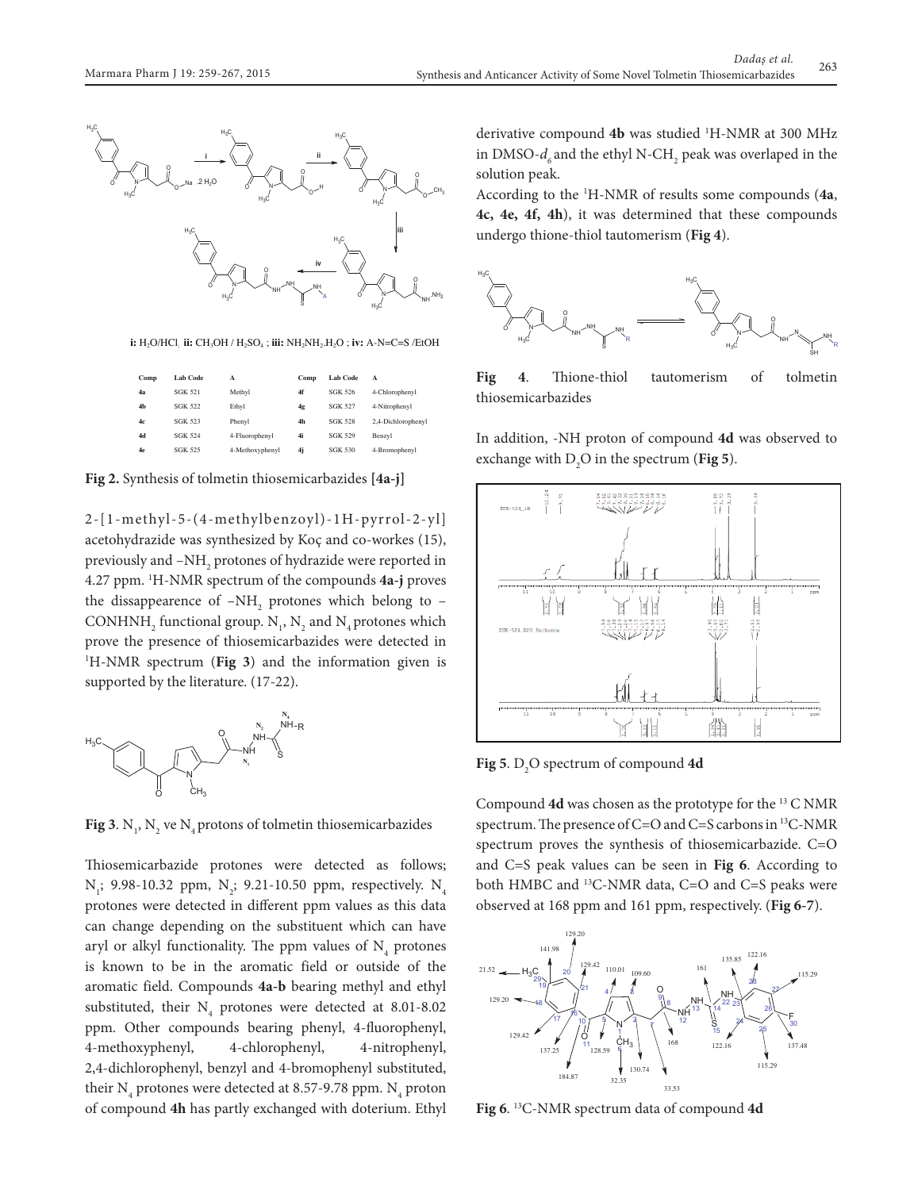**i:** $H_2O/HCl$ **ii:** $CH_3OH$ / $H_2SO_4$ ; **iii:** $NH_2NH_2.H_2O$ ; **iv:** A-N=C=S /EtOH

| Comp | Lab Code | A | Comp | Lab Code | A |
|---|---|---|---|---|---|
| 4a | SGK 521 | Methyl | 4f | SGK 526 | 4-Chlorophenyl |
| 4b | SGK 522 | Ethyl | 4g | SGK 527 | 4-Nitrophenyl |
| 4c | SGK 523 | Phenyl | 4h | SGK 528 | 2,4-Dichlorophenyl |
| 4d | SGK 524 | 4-Fluorophenyl | 4i | SGK 529 | Benzyl |
| 4e | SGK 525 | 4-Methoxyphenyl | 4j | SGK 530 | 4-Bromophenyl |

**Fig 2.** Synthesis of tolmetin thiosemicarbazides **[4a-j]**

2-[1-methyl-5-(4-methylbenzoyl)-1H-pyrrol-2-yl] acetohydrazide was synthesized by Koç and co-workes (15), previously and $-NH_2$ protones of hydrazide were reported in 4.27 ppm. $^1$H-NMR spectrum of the compounds **4a-j** proves the dissappearence of $-NH_2$ protones which belong to $-CONHNH_2$ functional group. $N_1$, $N_2$ and $N_4$ protones which prove the presence of thiosemicarbazides were detected in $^1$H-NMR spectrum (**Fig 3**) and the information given is supported by the literature. (17-22).

**Fig 3**. $N_1$, $N_2$ ve $N_4$ protons of tolmetin thiosemicarbazides

Thiosemicarbazide protones were detected as follows; $N_1$; 9.98-10.32 ppm, $N_2$; 9.21-10.50 ppm, respectively. $N_4$ protones were detected in different ppm values as this data can change depending on the substituent which can have aryl or alkyl functionality. The ppm values of $N_4$ protones is known to be in the aromatic field or outside of the aromatic field. Compounds **4a-b** bearing methyl and ethyl substituted, their $N_4$ protones were detected at 8.01-8.02 ppm. Other compounds bearing phenyl, 4-fluorophenyl, 4-methoxyphenyl, 4-chlorophenyl, 4-nitrophenyl, 2,4-dichlorophenyl, benzyl and 4-bromophenyl substituted, their $N_4$ protones were detected at 8.57-9.78 ppm. $N_4$ proton of compound **4h** has partly exchanged with doterium. Ethyl derivative compound **4b** was studied $^1$H-NMR at 300 MHz in DMSO-$d_6$ and the ethyl N-$CH_2$ peak was overlaped in the solution peak.

According to the $^1$H-NMR of results some compounds (**4a**, **4c, 4e, 4f, 4h**), it was determined that these compounds undergo thione-thiol tautomerism (**Fig 4**).

**Fig 4**. Thione-thiol tautomerism of tolmetin thiosemicarbazides

In addition, -NH proton of compound **4d** was observed to exchange with $D_2O$ in the spectrum (**Fig 5**).

**Fig 5**. $D_2O$ spectrum of compound **4d**

Compound **4d** was chosen as the prototype for the $^{13}$C NMR spectrum. The presence of C=O and C=S carbons in $^{13}$C-NMR spectrum proves the synthesis of thiosemicarbazide. C=O and C=S peak values can be seen in **Fig 6**. According to both HMBC and $^{13}$C-NMR data, C=O and C=S peaks were observed at 168 ppm and 161 ppm, respectively. (**Fig 6-7**).

**Fig 6**. $^{13}$C-NMR spectrum data of compound **4d**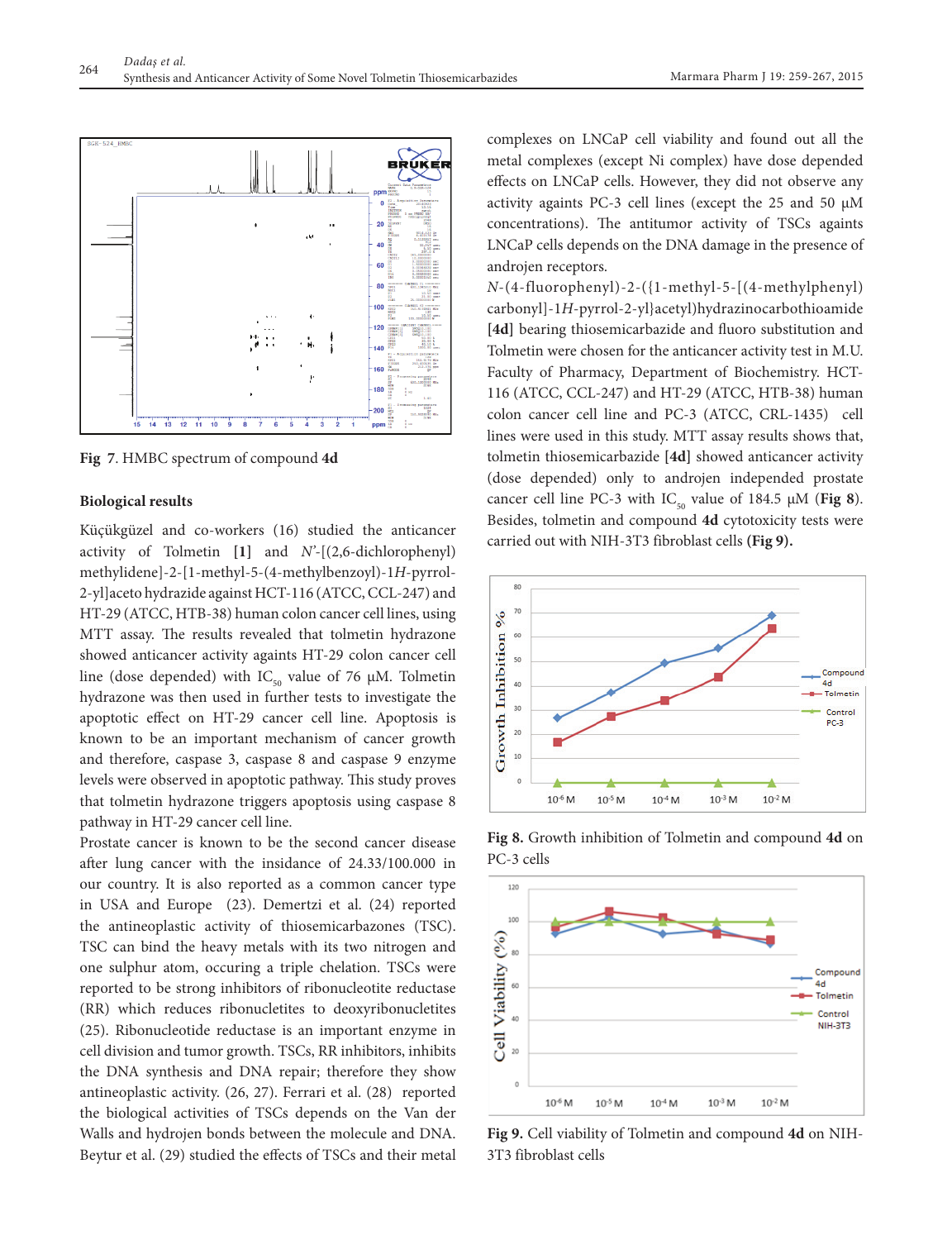Fig 7. HMBC spectrum of compound **4d**

## Biological results

Küçükgüzel and co-workers (16) studied the anticancer activity of Tolmetin **[1]** and *N'*-[(2,6-dichlorophenyl) methylidene]-2-[1-methyl-5-(4-methylbenzoyl)-1*H*-pyrrol-2-yl]aceto hydrazide against HCT-116 (ATCC, CCL-247) and HT-29 (ATCC, HTB-38) human colon cancer cell lines, using MTT assay. The results revealed that tolmetin hydrazone showed anticancer activity againts HT-29 colon cancer cell line (dose depended) with $IC_{50}$ value of 76 μM. Tolmetin hydrazone was then used in further tests to investigate the apoptotic effect on HT-29 cancer cell line. Apoptosis is known to be an important mechanism of cancer growth and therefore, caspase 3, caspase 8 and caspase 9 enzyme levels were observed in apoptotic pathway. This study proves that tolmetin hydrazone triggers apoptosis using caspase 8 pathway in HT-29 cancer cell line.

Prostate cancer is known to be the second cancer disease after lung cancer with the insidance of 24.33/100.000 in our country. It is also reported as a common cancer type in USA and Europe (23). Demertzi et al. (24) reported the antineoplastic activity of thiosemicarbazones (TSC). TSC can bind the heavy metals with its two nitrogen and one sulphur atom, occuring a triple chelation. TSCs were reported to be strong inhibitors of ribonucleotide reductase (RR) which reduces ribonucletites to deoxyribonucletites (25). Ribonucleotide reductase is an important enzyme in cell division and tumor growth. TSCs, RR inhibitors, inhibits the DNA synthesis and DNA repair; therefore they show antineoplastic activity. (26, 27). Ferrari et al. (28) reported the biological activities of TSCs depends on the Van der Walls and hydrojen bonds between the molecule and DNA. Beytur et al. (29) studied the effects of TSCs and their metal complexes on LNCaP cell viability and found out all the metal complexes (except Ni complex) have dose depended effects on LNCaP cells. However, they did not observe any activity againts PC-3 cell lines (except the 25 and 50 μM concentrations). The antitumor activity of TSCs againts LNCaP cells depends on the DNA damage in the presence of androjen receptors.

*N*-(4-fluorophenyl)-2-({1-methyl-5-[(4-methylphenyl) carbonyl]-1*H*-pyrrol-2-yl}acetyl)hydrazinocarbothioamide **[4d]** bearing thiosemicarbazide and fluoro substitution and Tolmetin were chosen for the anticancer activity test in M.U. Faculty of Pharmacy, Department of Biochemistry. HCT-116 (ATCC, CCL-247) and HT-29 (ATCC, HTB-38) human colon cancer cell line and PC-3 (ATCC, CRL-1435) cell lines were used in this study. MTT assay results shows that, tolmetin thiosemicarbazide **[4d]** showed anticancer activity (dose depended) only to androjen independed prostate cancer cell line PC-3 with $IC_{50}$ value of 184.5 μM (**Fig 8**). Besides, tolmetin and compound **4d** cytotoxicity tests were carried out with NIH-3T3 fibroblast cells **(Fig 9).**

**Fig 8.** Growth inhibition of Tolmetin and compound **4d** on PC-3 cells

**Fig 9.** Cell viability of Tolmetin and compound **4d** on NIH-3T3 fibroblast cells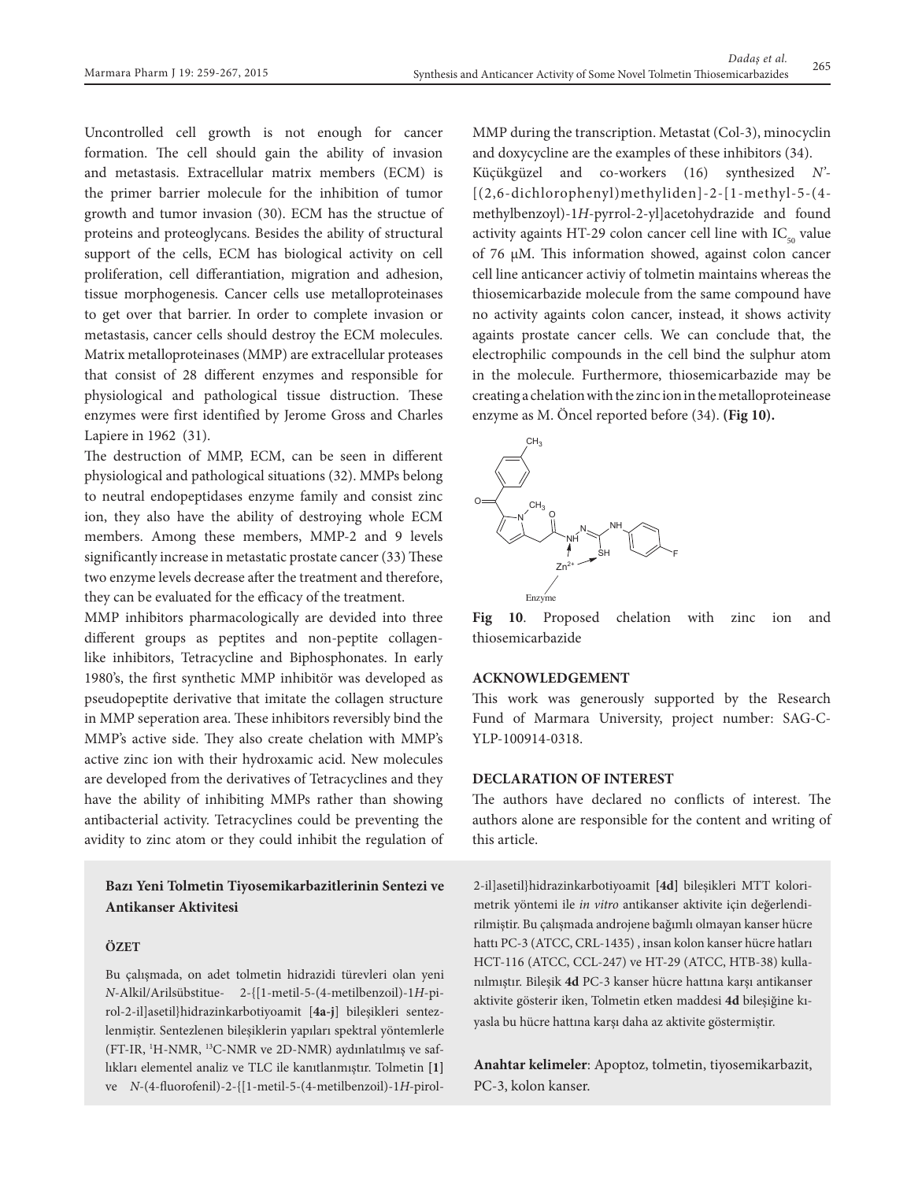Uncontrolled cell growth is not enough for cancer formation. The cell should gain the ability of invasion and metastasis. Extracellular matrix members (ECM) is the primer barrier molecule for the inhibition of tumor growth and tumor invasion (30). ECM has the structue of proteins and proteoglycans. Besides the ability of structural support of the cells, ECM has biological activity on cell proliferation, cell differantiation, migration and adhesion, tissue morphogenesis. Cancer cells use metalloproteinases to get over that barrier. In order to complete invasion or metastasis, cancer cells should destroy the ECM molecules. Matrix metalloproteinases (MMP) are extracellular proteases that consist of 28 different enzymes and responsible for physiological and pathological tissue distruction. These enzymes were first identified by Jerome Gross and Charles Lapiere in 1962 (31).

The destruction of MMP, ECM, can be seen in different physiological and pathological situations (32). MMPs belong to neutral endopeptidases enzyme family and consist zinc ion, they also have the ability of destroying whole ECM members. Among these members, MMP-2 and 9 levels significantly increase in metastatic prostate cancer (33) These two enzyme levels decrease after the treatment and therefore, they can be evaluated for the efficacy of the treatment.

MMP inhibitors pharmacologically are devided into three different groups as peptites and non-peptite collagen-like inhibitors, Tetracycline and Biphosphonates. In early 1980's, the first synthetic MMP inhibitör was developed as pseudopeptite derivative that imitate the collagen structure in MMP seperation area. These inhibitors reversibly bind the MMP's active side. They also create chelation with MMP's active zinc ion with their hydroxamic acid. New molecules are developed from the derivatives of Tetracyclines and they have the ability of inhibiting MMPs rather than showing antibacterial activity. Tetracyclines could be preventing the avidity to zinc atom or they could inhibit the regulation of MMP during the transcription. Metastat (Col-3), minocyclin and doxycycline are the examples of these inhibitors (34).

Küçükgüzel and co-workers (16) synthesized *N*'-[(2,6-dichlorophenyl)methyliden]-2-[1-methyl-5-(4-methylbenzoyl)-1*H*-pyrrol-2-yl]acetohydrazide and found activity againts HT-29 colon cancer cell line with $IC_{50}$ value of 76 µM. This information showed, against colon cancer cell line anticancer activiy of tolmetin maintains whereas the thiosemicarbazide molecule from the same compound have no activity againts colon cancer, instead, it shows activity againts prostate cancer cells. We can conclude that, the electrophilic compounds in the cell bind the sulphur atom in the molecule. Furthermore, thiosemicarbazide may be creating a chelation with the zinc ion in the metalloproteinease enzyme as M. Öncel reported before (34). **(Fig 10).**

**Fig 10**. Proposed chelation with zinc ion and thiosemicarbazide

## ACKNOWLEDGEMENT

This work was generously supported by the Research Fund of Marmara University, project number: SAG-C-YLP-100914-0318.

## DECLARATION OF INTEREST

The authors have declared no conflicts of interest. The authors alone are responsible for the content and writing of this article.

## Bazı Yeni Tolmetin Tiyosemikarbazitlerinin Sentezi ve Antikanser Aktivitesi

### ÖZET

Bu çalışmada, on adet tolmetin hidrazidi türevleri olan yeni *N*-Alkil/Arilsübstitue- 2-{[1-metil-5-(4-metilbenzoil)-1*H*-pirol-2-il]asetil}hidrazinkarbotiyoamit [**4a-j**] bileşikleri sentezlenmiştir. Sentezlenen bileşiklerin yapıları spektral yöntemlerle (FT-IR, $^1$H-NMR, $^{13}$C-NMR ve 2D-NMR) aydınlatılmış ve saflıkları elementel analiz ve TLC ile kanıtlanmıştır. Tolmetin [**1**] ve *N*-(4-fluorofenil)-2-{[1-metil-5-(4-metilbenzoil)-1*H*-pirol-2-il]asetil}hidrazinkarbotiyoamit [**4d**] bileşikleri MTT kolorimetrik yöntemi ile *in vitro* antikanser aktivite için değerlendirilmiştir. Bu çalışmada androjene bağımlı olmayan kanser hücre hattı PC-3 (ATCC, CRL-1435) , insan kolon kanser hücre hatları HCT-116 (ATCC, CCL-247) ve HT-29 (ATCC, HTB-38) kullanılmıştır. Bileşik **4d** PC-3 kanser hücre hattına karşı antikanser aktivite gösterir iken, Tolmetin etken maddesi **4d** bileşiğine kıyasla bu hücre hattına karşı daha az aktivite göstermiştir.

**Anahtar kelimeler**: Apoptoz, tolmetin, tiyosemikarbazit, PC-3, kolon kanser.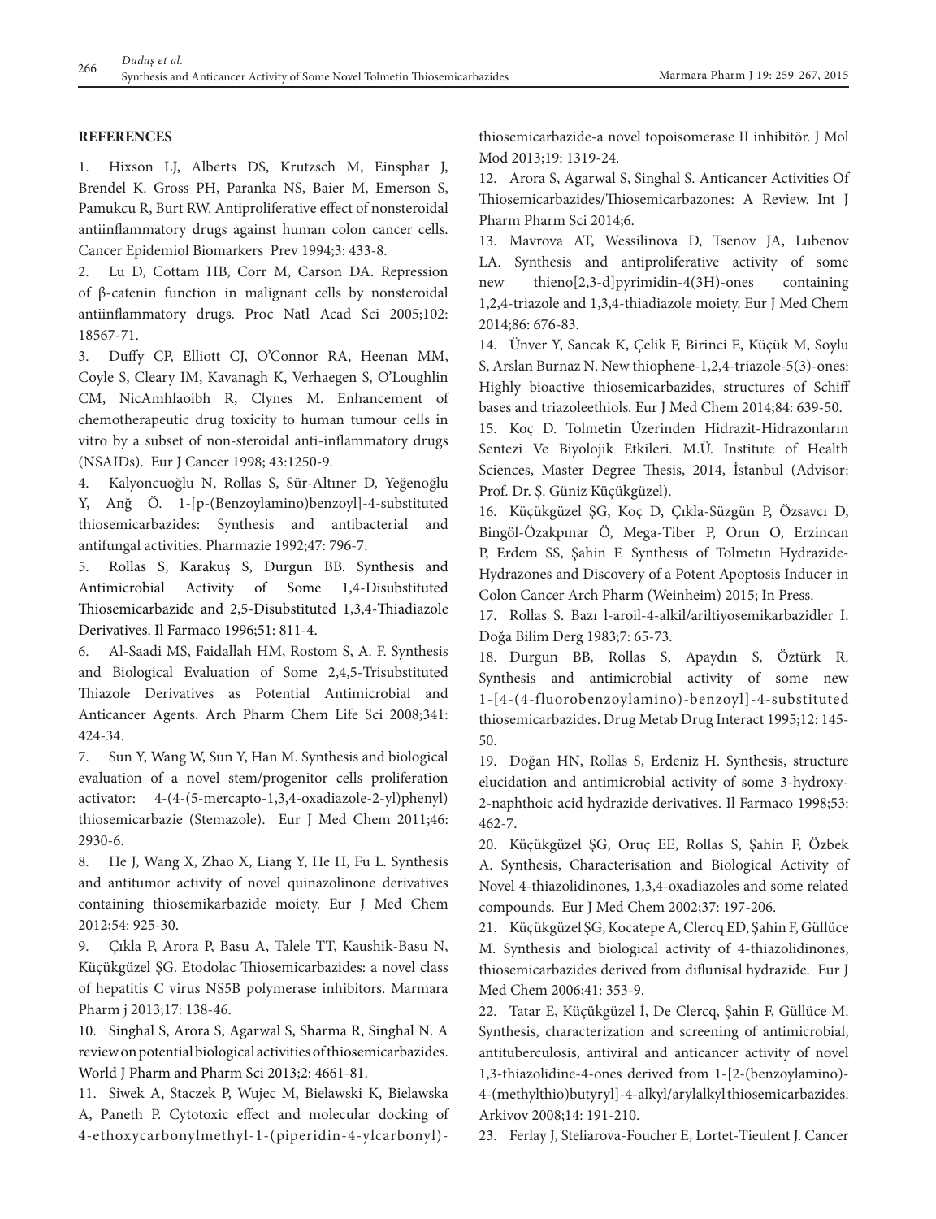**REFERENCES**

1. Hixson LJ, Alberts DS, Krutzsch M, Einsphar J, Brendel K. Gross PH, Paranka NS, Baier M, Emerson S, Pamukcu R, Burt RW. Antiproliferative effect of nonsteroidal antiinflammatory drugs against human colon cancer cells. Cancer Epidemiol Biomarkers Prev 1994;3: 433-8.

2. Lu D, Cottam HB, Corr M, Carson DA. Repression of β-catenin function in malignant cells by nonsteroidal antiinflammatory drugs. Proc Natl Acad Sci 2005;102: 18567-71.

3. Duffy CP, Elliott CJ, O'Connor RA, Heenan MM, Coyle S, Cleary IM, Kavanagh K, Verhaegen S, O'Loughlin CM, NicAmhlaoibh R, Clynes M. Enhancement of chemotherapeutic drug toxicity to human tumour cells in vitro by a subset of non-steroidal anti-inflammatory drugs (NSAIDs). Eur J Cancer 1998; 43:1250-9.

4. Kalyoncuoğlu N, Rollas S, Sür-Altıner D, Yeğenoğlu Y, Anğ Ö. 1-[p-(Benzoylamino)benzoyl]-4-substituted thiosemicarbazides: Synthesis and antibacterial and antifungal activities. Pharmazie 1992;47: 796-7.

5. Rollas S, Karakuş S, Durgun BB. Synthesis and Antimicrobial Activity of Some 1,4-Disubstituted Thiosemicarbazide and 2,5-Disubstituted 1,3,4-Thiadiazole Derivatives. Il Farmaco 1996;51: 811-4.

6. Al-Saadi MS, Faidallah HM, Rostom S, A. F. Synthesis and Biological Evaluation of Some 2,4,5-Trisubstituted Thiazole Derivatives as Potential Antimicrobial and Anticancer Agents. Arch Pharm Chem Life Sci 2008;341: 424-34.

7. Sun Y, Wang W, Sun Y, Han M. Synthesis and biological evaluation of a novel stem/progenitor cells proliferation activator: 4-(4-(5-mercapto-1,3,4-oxadiazole-2-yl)phenyl) thiosemicarbazie (Stemazole). Eur J Med Chem 2011;46: 2930-6.

8. He J, Wang X, Zhao X, Liang Y, He H, Fu L. Synthesis and antitumor activity of novel quinazolinone derivatives containing thiosemikarbazide moiety. Eur J Med Chem 2012;54: 925-30.

9. Çıkla P, Arora P, Basu A, Talele TT, Kaushik-Basu N, Küçükgüzel ŞG. Etodolac Thiosemicarbazides: a novel class of hepatitis C virus NS5B polymerase inhibitors. Marmara Pharm j 2013;17: 138-46.

10. Singhal S, Arora S, Agarwal S, Sharma R, Singhal N. A review on potential biological activities of thiosemicarbazides. World J Pharm and Pharm Sci 2013;2: 4661-81.

11. Siwek A, Staczek P, Wujec M, Bielawski K, Bielawska A, Paneth P. Cytotoxic effect and molecular docking of 4-ethoxycarbonylmethyl-1-(piperidin-4-ylcarbonyl)-thiosemicarbazide-a novel topoisomerase II inhibitör. J Mol Mod 2013;19: 1319-24.

12. Arora S, Agarwal S, Singhal S. Anticancer Activities Of Thiosemicarbazides/Thiosemicarbazones: A Review. Int J Pharm Pharm Sci 2014;6.

13. Mavrova AT, Wessilinova D, Tsenov JA, Lubenov LA. Synthesis and antiproliferative activity of some new thieno[2,3-d]pyrimidin-4(3H)-ones containing 1,2,4-triazole and 1,3,4-thiadiazole moiety. Eur J Med Chem 2014;86: 676-83.

14. Ünver Y, Sancak K, Çelik F, Birinci E, Küçük M, Soylu S, Arslan Burnaz N. New thiophene-1,2,4-triazole-5(3)-ones: Highly bioactive thiosemicarbazides, structures of Schiff bases and triazoleethiols. Eur J Med Chem 2014;84: 639-50.

15. Koç D. Tolmetin Üzerinden Hidrazit-Hidrazonların Sentezi Ve Biyolojik Etkileri. M.Ü. Institute of Health Sciences, Master Degree Thesis, 2014, İstanbul (Advisor: Prof. Dr. Ş. Güniz Küçükgüzel).

16. Küçükgüzel ŞG, Koç D, Çıkla-Süzgün P, Özsavcı D, Bingöl-Özakpınar Ö, Mega-Tiber P, Orun O, Erzincan P, Erdem SS, Şahin F. Synthesıs of Tolmetın Hydrazide-Hydrazones and Discovery of a Potent Apoptosis Inducer in Colon Cancer Arch Pharm (Weinheim) 2015; In Press.

17. Rollas S. Bazı l-aroil-4-alkil/ariltiyosemikarbazidler I. Doğa Bilim Derg 1983;7: 65-73.

18. Durgun BB, Rollas S, Apaydın S, Öztürk R. Synthesis and antimicrobial activity of some new 1-[4-(4-fluorobenzoylamino)-benzoyl]-4-substituted thiosemicarbazides. Drug Metab Drug Interact 1995;12: 145-50.

19. Doğan HN, Rollas S, Erdeniz H. Synthesis, structure elucidation and antimicrobial activity of some 3-hydroxy-2-naphthoic acid hydrazide derivatives. Il Farmaco 1998;53: 462-7.

20. Küçükgüzel ŞG, Oruç EE, Rollas S, Şahin F, Özbek A. Synthesis, Characterisation and Biological Activity of Novel 4-thiazolidinones, 1,3,4-oxadiazoles and some related compounds. Eur J Med Chem 2002;37: 197-206.

21. Küçükgüzel ŞG, Kocatepe A, Clercq ED, Şahin F, Güllüce M. Synthesis and biological activity of 4-thiazolidinones, thiosemicarbazides derived from diflunisal hydrazide. Eur J Med Chem 2006;41: 353-9.

22. Tatar E, Küçükgüzel İ, De Clercq, Şahin F, Güllüce M. Synthesis, characterization and screening of antimicrobial, antituberculosis, antiviral and anticancer activity of novel 1,3-thiazolidine-4-ones derived from 1-[2-(benzoylamino)-4-(methylthio)butyryl]-4-alkyl/arylalkyl thiosemicarbazides. Arkivov 2008;14: 191-210.

23. Ferlay J, Steliarova-Foucher E, Lortet-Tieulent J. Cancer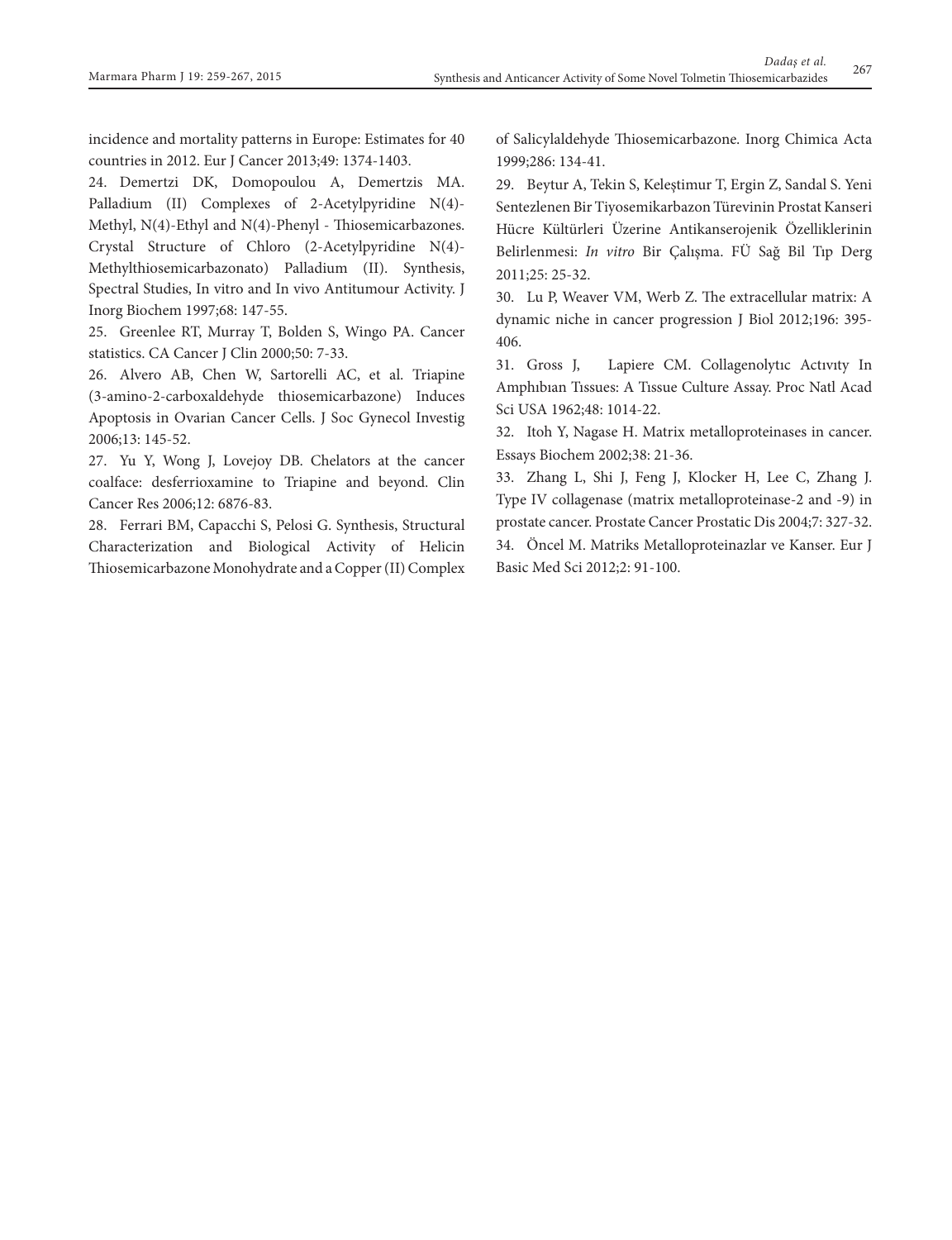incidence and mortality patterns in Europe: Estimates for 40 countries in 2012. Eur J Cancer 2013;49: 1374-1403.

24. Demertzi DK, Domopoulou A, Demertzis MA. Palladium (II) Complexes of 2-Acetylpyridine N(4)-Methyl, N(4)-Ethyl and N(4)-Phenyl - Thiosemicarbazones. Crystal Structure of Chloro (2-Acetylpyridine N(4)-Methylthiosemicarbazonato) Palladium (II). Synthesis, Spectral Studies, In vitro and In vivo Antitumour Activity. J Inorg Biochem 1997;68: 147-55.

25. Greenlee RT, Murray T, Bolden S, Wingo PA. Cancer statistics. CA Cancer J Clin 2000;50: 7-33.

26. Alvero AB, Chen W, Sartorelli AC, et al. Triapine (3-amino-2-carboxaldehyde thiosemicarbazone) Induces Apoptosis in Ovarian Cancer Cells. J Soc Gynecol Investig 2006;13: 145-52.

27. Yu Y, Wong J, Lovejoy DB. Chelators at the cancer coalface: desferrioxamine to Triapine and beyond. Clin Cancer Res 2006;12: 6876-83.

28. Ferrari BM, Capacchi S, Pelosi G. Synthesis, Structural Characterization and Biological Activity of Helicin Thiosemicarbazone Monohydrate and a Copper (II) Complex of Salicylaldehyde Thiosemicarbazone. Inorg Chimica Acta 1999;286: 134-41.

29. Beytur A, Tekin S, Keleştimur T, Ergin Z, Sandal S. Yeni Sentezlenen Bir Tiyosemikarbazon Türevinin Prostat Kanseri Hücre Kültürleri Üzerine Antikanserojenik Özelliklerinin Belirlenmesi: *In vitro* Bir Çalışma. FÜ Sağ Bil Tıp Derg 2011;25: 25-32.

30. Lu P, Weaver VM, Werb Z. The extracellular matrix: A dynamic niche in cancer progression J Biol 2012;196: 395-406.

31. Gross J, Lapiere CM. Collagenolytıc Actıvıty In Amphıbıan Tıssues: A Tıssue Culture Assay. Proc Natl Acad Sci USA 1962;48: 1014-22.

32. Itoh Y, Nagase H. Matrix metalloproteinases in cancer. Essays Biochem 2002;38: 21-36.

33. Zhang L, Shi J, Feng J, Klocker H, Lee C, Zhang J. Type IV collagenase (matrix metalloproteinase-2 and -9) in prostate cancer. Prostate Cancer Prostatic Dis 2004;7: 327-32.

34. Öncel M. Matriks Metalloproteinazlar ve Kanser. Eur J Basic Med Sci 2012;2: 91-100.